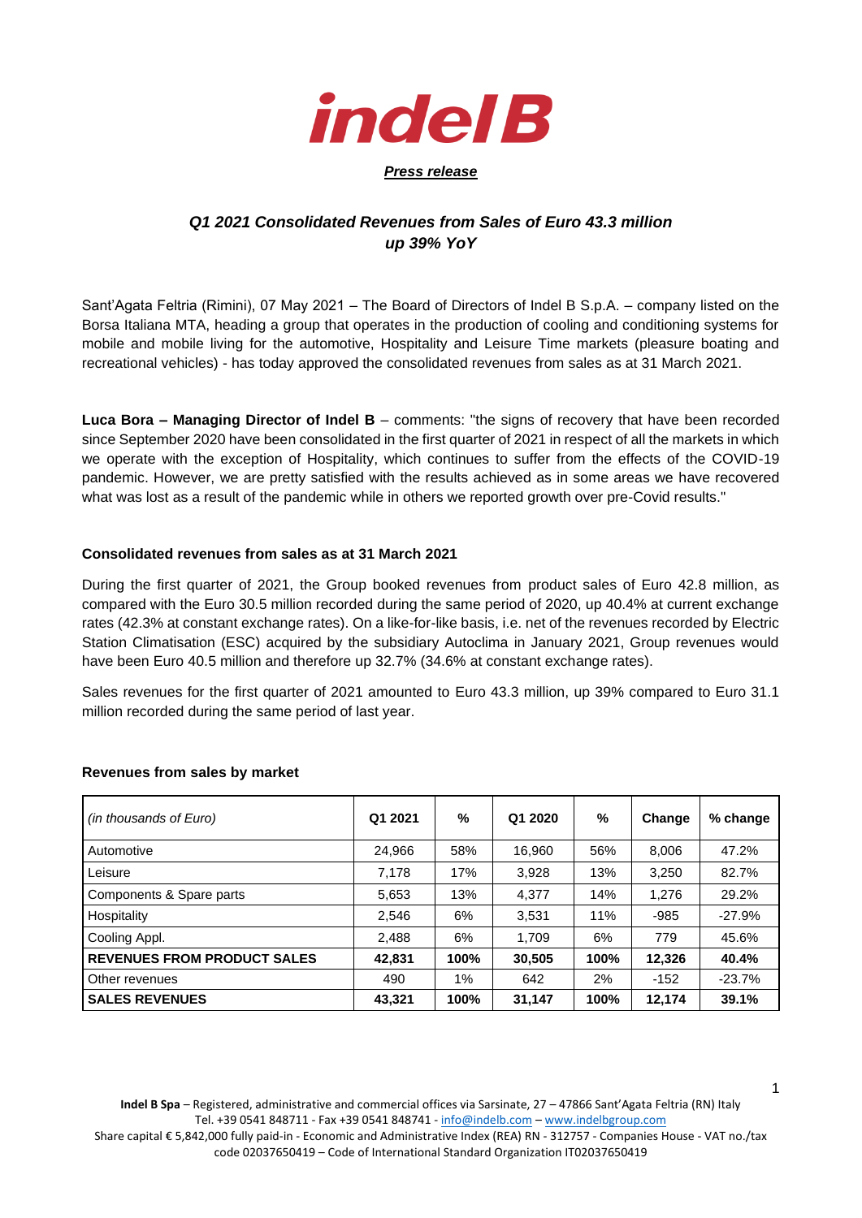indel B

***Press release***

## *Q1 2021 Consolidated Revenues from Sales of Euro 43.3 million up 39% YoY*

Sant'Agata Feltria (Rimini), 07 May 2021 – The Board of Directors of Indel B S.p.A. – company listed on the Borsa Italiana MTA, heading a group that operates in the production of cooling and conditioning systems for mobile and mobile living for the automotive, Hospitality and Leisure Time markets (pleasure boating and recreational vehicles) - has today approved the consolidated revenues from sales as at 31 March 2021.

**Luca Bora – Managing Director of Indel B** – comments: "the signs of recovery that have been recorded since September 2020 have been consolidated in the first quarter of 2021 in respect of all the markets in which we operate with the exception of Hospitality, which continues to suffer from the effects of the COVID-19 pandemic. However, we are pretty satisfied with the results achieved as in some areas we have recovered what was lost as a result of the pandemic while in others we reported growth over pre-Covid results."

### Consolidated revenues from sales as at 31 March 2021

During the first quarter of 2021, the Group booked revenues from product sales of Euro 42.8 million, as compared with the Euro 30.5 million recorded during the same period of 2020, up 40.4% at current exchange rates (42.3% at constant exchange rates). On a like-for-like basis, i.e. net of the revenues recorded by Electric Station Climatisation (ESC) acquired by the subsidiary Autoclima in January 2021, Group revenues would have been Euro 40.5 million and therefore up 32.7% (34.6% at constant exchange rates).

Sales revenues for the first quarter of 2021 amounted to Euro 43.3 million, up 39% compared to Euro 31.1 million recorded during the same period of last year.

### Revenues from sales by market

| *(in thousands of Euro)* | Q1 2021 | % | Q1 2020 | % | Change | % change |
|---|---|---|---|---|---|---|
| Automotive | 24,966 | 58% | 16,960 | 56% | 8,006 | 47.2% |
| Leisure | 7,178 | 17% | 3,928 | 13% | 3,250 | 82.7% |
| Components & Spare parts | 5,653 | 13% | 4,377 | 14% | 1,276 | 29.2% |
| Hospitality | 2,546 | 6% | 3,531 | 11% | -985 | -27.9% |
| Cooling Appl. | 2,488 | 6% | 1,709 | 6% | 779 | 45.6% |
| **REVENUES FROM PRODUCT SALES** | **42,831** | **100%** | **30,505** | **100%** | **12,326** | **40.4%** |
| Other revenues | 490 | 1% | 642 | 2% | -152 | -23.7% |
| **SALES REVENUES** | **43,321** | **100%** | **31,147** | **100%** | **12,174** | **39.1%** |

**Indel B Spa** – Registered, administrative and commercial offices via Sarsinate, 27 – 47866 Sant'Agata Feltria (RN) Italy
Tel. +39 0541 848711 - Fax +39 0541 848741 - info@indelb.com – www.indelbgroup.com
Share capital € 5,842,000 fully paid-in - Economic and Administrative Index (REA) RN - 312757 - Companies House - VAT no./tax code 02037650419 – Code of International Standard Organization IT02037650419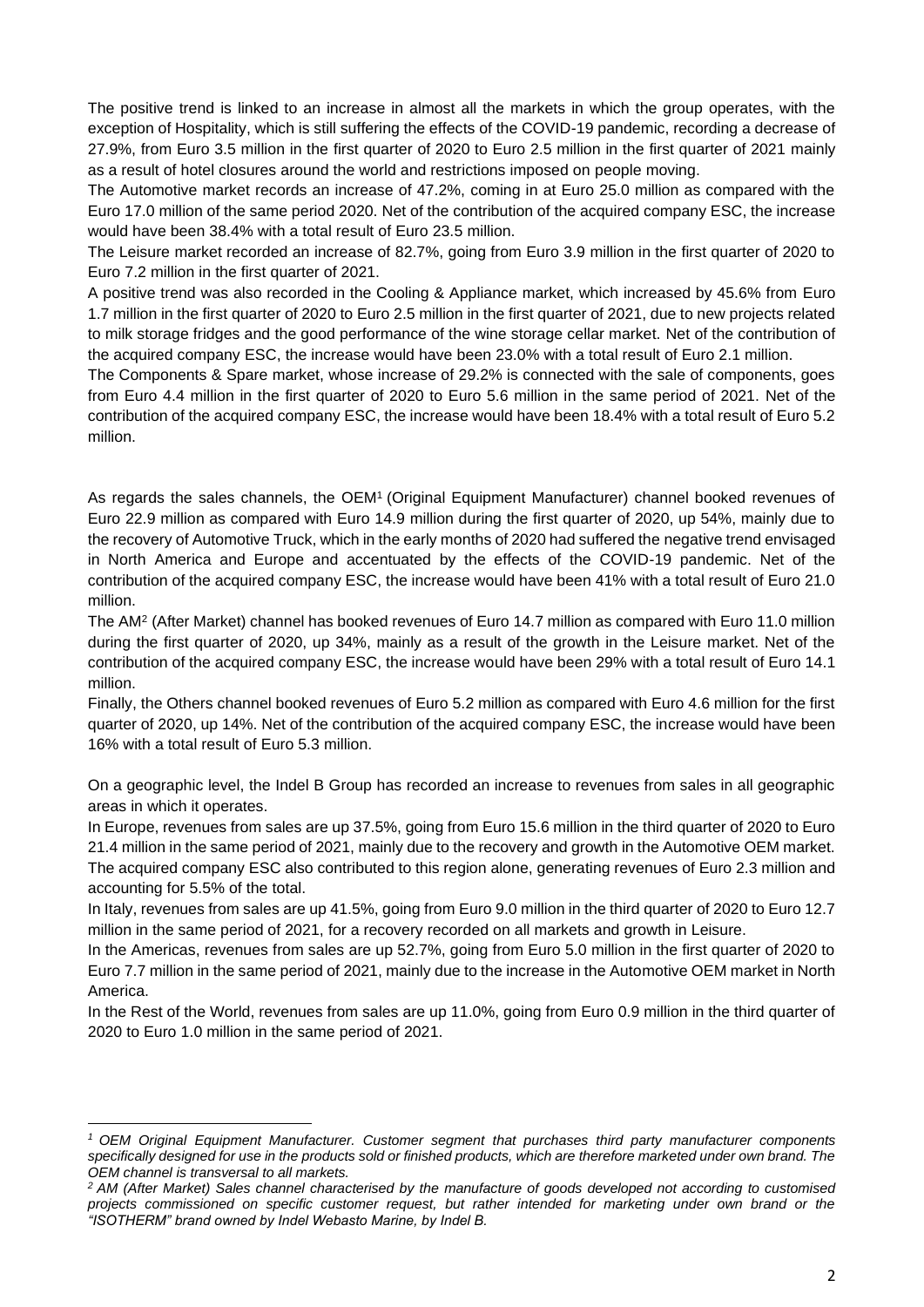The positive trend is linked to an increase in almost all the markets in which the group operates, with the exception of Hospitality, which is still suffering the effects of the COVID-19 pandemic, recording a decrease of 27.9%, from Euro 3.5 million in the first quarter of 2020 to Euro 2.5 million in the first quarter of 2021 mainly as a result of hotel closures around the world and restrictions imposed on people moving.

The Automotive market records an increase of 47.2%, coming in at Euro 25.0 million as compared with the Euro 17.0 million of the same period 2020. Net of the contribution of the acquired company ESC, the increase would have been 38.4% with a total result of Euro 23.5 million.

The Leisure market recorded an increase of 82.7%, going from Euro 3.9 million in the first quarter of 2020 to Euro 7.2 million in the first quarter of 2021.

A positive trend was also recorded in the Cooling & Appliance market, which increased by 45.6% from Euro 1.7 million in the first quarter of 2020 to Euro 2.5 million in the first quarter of 2021, due to new projects related to milk storage fridges and the good performance of the wine storage cellar market. Net of the contribution of the acquired company ESC, the increase would have been 23.0% with a total result of Euro 2.1 million.

The Components & Spare market, whose increase of 29.2% is connected with the sale of components, goes from Euro 4.4 million in the first quarter of 2020 to Euro 5.6 million in the same period of 2021. Net of the contribution of the acquired company ESC, the increase would have been 18.4% with a total result of Euro 5.2 million.

As regards the sales channels, the OEM[1] (Original Equipment Manufacturer) channel booked revenues of Euro 22.9 million as compared with Euro 14.9 million during the first quarter of 2020, up 54%, mainly due to the recovery of Automotive Truck, which in the early months of 2020 had suffered the negative trend envisaged in North America and Europe and accentuated by the effects of the COVID-19 pandemic. Net of the contribution of the acquired company ESC, the increase would have been 41% with a total result of Euro 21.0 million.

The AM[2] (After Market) channel has booked revenues of Euro 14.7 million as compared with Euro 11.0 million during the first quarter of 2020, up 34%, mainly as a result of the growth in the Leisure market. Net of the contribution of the acquired company ESC, the increase would have been 29% with a total result of Euro 14.1 million.

Finally, the Others channel booked revenues of Euro 5.2 million as compared with Euro 4.6 million for the first quarter of 2020, up 14%. Net of the contribution of the acquired company ESC, the increase would have been 16% with a total result of Euro 5.3 million.

On a geographic level, the Indel B Group has recorded an increase to revenues from sales in all geographic areas in which it operates.

In Europe, revenues from sales are up 37.5%, going from Euro 15.6 million in the third quarter of 2020 to Euro 21.4 million in the same period of 2021, mainly due to the recovery and growth in the Automotive OEM market. The acquired company ESC also contributed to this region alone, generating revenues of Euro 2.3 million and accounting for 5.5% of the total.

In Italy, revenues from sales are up 41.5%, going from Euro 9.0 million in the third quarter of 2020 to Euro 12.7 million in the same period of 2021, for a recovery recorded on all markets and growth in Leisure.

In the Americas, revenues from sales are up 52.7%, going from Euro 5.0 million in the first quarter of 2020 to Euro 7.7 million in the same period of 2021, mainly due to the increase in the Automotive OEM market in North America.

In the Rest of the World, revenues from sales are up 11.0%, going from Euro 0.9 million in the third quarter of 2020 to Euro 1.0 million in the same period of 2021.

---

*[1] OEM Original Equipment Manufacturer. Customer segment that purchases third party manufacturer components specifically designed for use in the products sold or finished products, which are therefore marketed under own brand. The OEM channel is transversal to all markets.*

*[2] AM (After Market) Sales channel characterised by the manufacture of goods developed not according to customised projects commissioned on specific customer request, but rather intended for marketing under own brand or the "ISOTHERM" brand owned by Indel Webasto Marine, by Indel B.*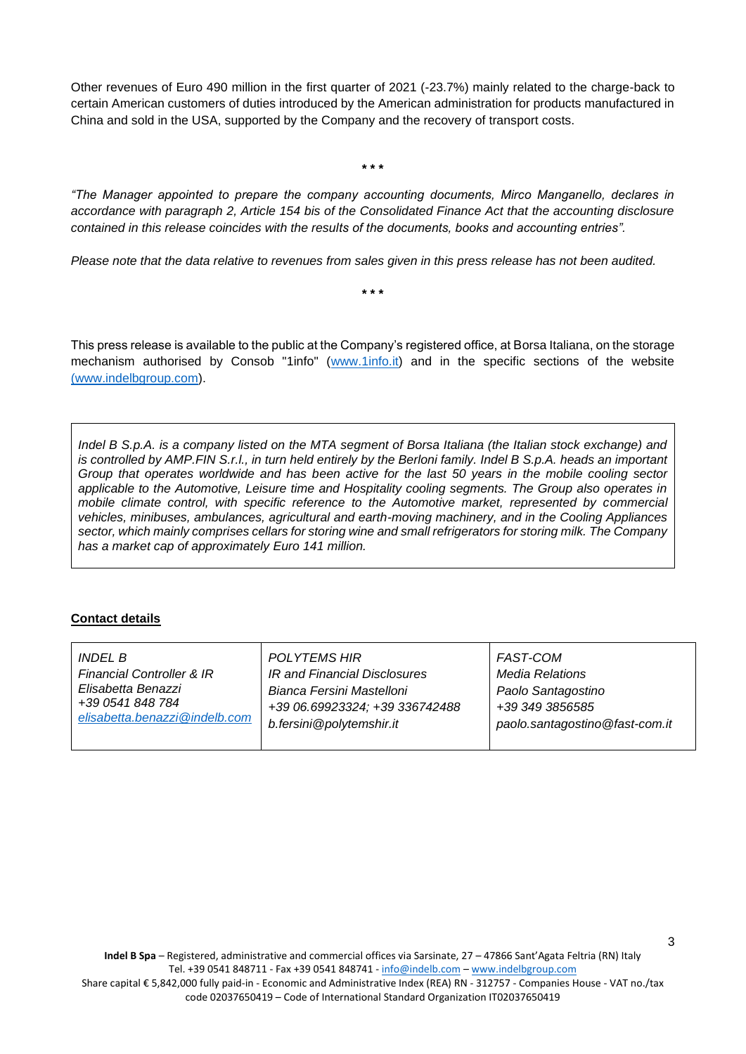Other revenues of Euro 490 million in the first quarter of 2021 (-23.7%) mainly related to the charge-back to certain American customers of duties introduced by the American administration for products manufactured in China and sold in the USA, supported by the Company and the recovery of transport costs.

\* \* \*

*"The Manager appointed to prepare the company accounting documents, Mirco Manganello, declares in accordance with paragraph 2, Article 154 bis of the Consolidated Finance Act that the accounting disclosure contained in this release coincides with the results of the documents, books and accounting entries".*

*Please note that the data relative to revenues from sales given in this press release has not been audited.*

\* \* \*

This press release is available to the public at the Company's registered office, at Borsa Italiana, on the storage mechanism authorised by Consob "1info" (www.1info.it) and in the specific sections of the website (www.indelbgroup.com).

*Indel B S.p.A. is a company listed on the MTA segment of Borsa Italiana (the Italian stock exchange) and is controlled by AMP.FIN S.r.l., in turn held entirely by the Berloni family. Indel B S.p.A. heads an important Group that operates worldwide and has been active for the last 50 years in the mobile cooling sector applicable to the Automotive, Leisure time and Hospitality cooling segments. The Group also operates in mobile climate control, with specific reference to the Automotive market, represented by commercial vehicles, minibuses, ambulances, agricultural and earth-moving machinery, and in the Cooling Appliances sector, which mainly comprises cellars for storing wine and small refrigerators for storing milk. The Company has a market cap of approximately Euro 141 million.*

**Contact details**

| | | |
|---|---|---|
| *INDEL B*<br>*Financial Controller & IR*<br>*Elisabetta Benazzi*<br>*+39 0541 848 784*<br>*elisabetta.benazzi@indelb.com* | *POLYTEMS HIR*<br>*IR and Financial Disclosures*<br>*Bianca Fersini Mastelloni*<br>*+39 06.69923324; +39 336742488*<br>*b.fersini@polytemshir.it* | *FAST-COM*<br>*Media Relations*<br>*Paolo Santagostino*<br>*+39 349 3856585*<br>*paolo.santagostino@fast-com.it* |

**Indel B Spa** – Registered, administrative and commercial offices via Sarsinate, 27 – 47866 Sant'Agata Feltria (RN) Italy
Tel. +39 0541 848711 - Fax +39 0541 848741 - info@indelb.com – www.indelbgroup.com
Share capital € 5,842,000 fully paid-in - Economic and Administrative Index (REA) RN - 312757 - Companies House - VAT no./tax code 02037650419 – Code of International Standard Organization IT02037650419